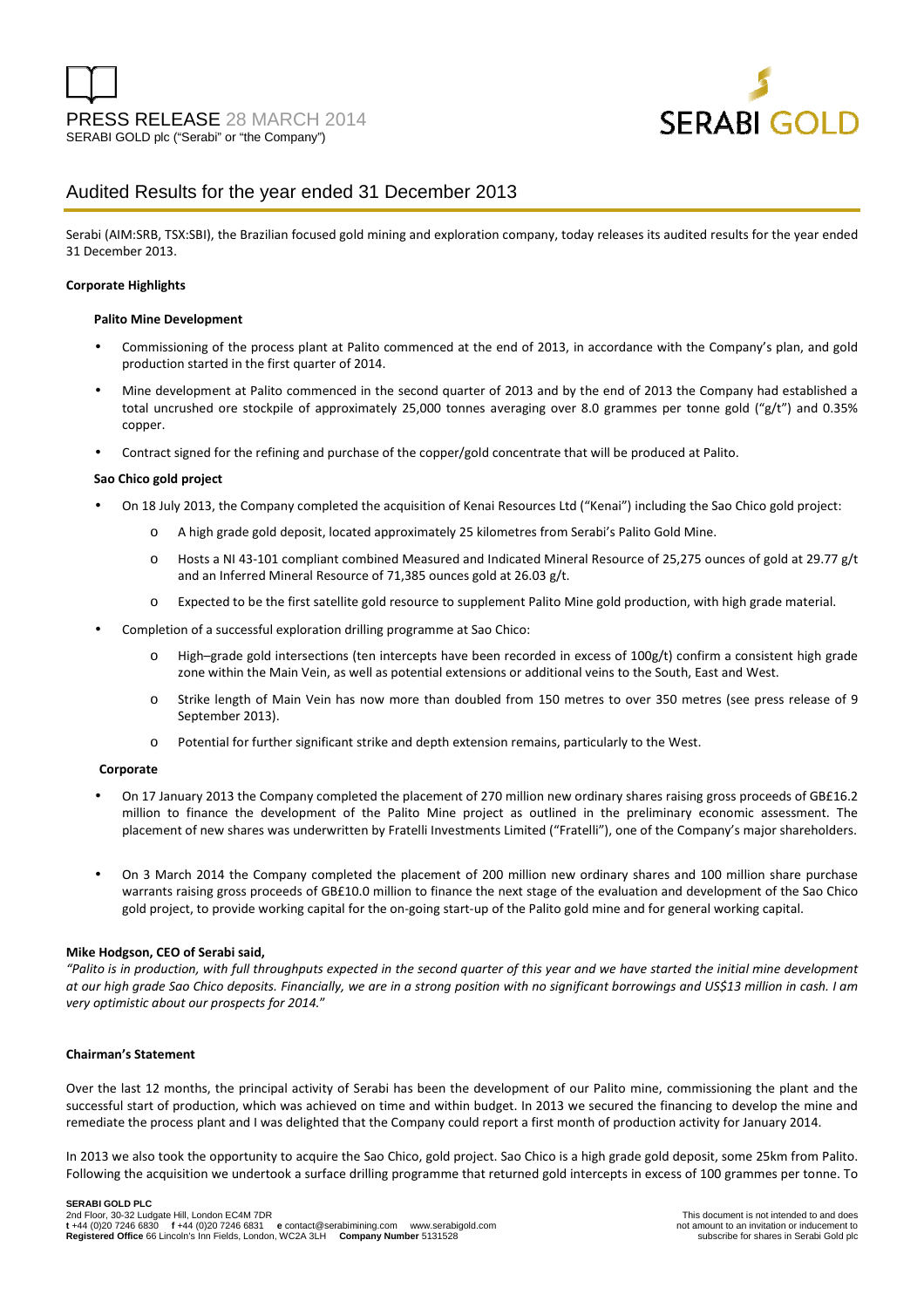PRESS RELEASE 28 MARCH 2014
SERABI GOLD plc ("Serabi" or "the Company")

# Audited Results for the year ended 31 December 2013

Serabi (AIM:SRB, TSX:SBI), the Brazilian focused gold mining and exploration company, today releases its audited results for the year ended 31 December 2013.

**Corporate Highlights**

**Palito Mine Development**

- Commissioning of the process plant at Palito commenced at the end of 2013, in accordance with the Company's plan, and gold production started in the first quarter of 2014.
- Mine development at Palito commenced in the second quarter of 2013 and by the end of 2013 the Company had established a total uncrushed ore stockpile of approximately 25,000 tonnes averaging over 8.0 grammes per tonne gold ("g/t") and 0.35% copper.
- Contract signed for the refining and purchase of the copper/gold concentrate that will be produced at Palito.

**Sao Chico gold project**

- On 18 July 2013, the Company completed the acquisition of Kenai Resources Ltd ("Kenai") including the Sao Chico gold project:
  - A high grade gold deposit, located approximately 25 kilometres from Serabi's Palito Gold Mine.
  - Hosts a NI 43-101 compliant combined Measured and Indicated Mineral Resource of 25,275 ounces of gold at 29.77 g/t and an Inferred Mineral Resource of 71,385 ounces gold at 26.03 g/t.
  - Expected to be the first satellite gold resource to supplement Palito Mine gold production, with high grade material.
- Completion of a successful exploration drilling programme at Sao Chico:
  - High–grade gold intersections (ten intercepts have been recorded in excess of 100g/t) confirm a consistent high grade zone within the Main Vein, as well as potential extensions or additional veins to the South, East and West.
  - Strike length of Main Vein has now more than doubled from 150 metres to over 350 metres (see press release of 9 September 2013).
  - Potential for further significant strike and depth extension remains, particularly to the West.

**Corporate**

- On 17 January 2013 the Company completed the placement of 270 million new ordinary shares raising gross proceeds of GB£16.2 million to finance the development of the Palito Mine project as outlined in the preliminary economic assessment. The placement of new shares was underwritten by Fratelli Investments Limited ("Fratelli"), one of the Company's major shareholders.
- On 3 March 2014 the Company completed the placement of 200 million new ordinary shares and 100 million share purchase warrants raising gross proceeds of GB£10.0 million to finance the next stage of the evaluation and development of the Sao Chico gold project, to provide working capital for the on-going start-up of the Palito gold mine and for general working capital.

**Mike Hodgson, CEO of Serabi said,**

*"Palito is in production, with full throughputs expected in the second quarter of this year and we have started the initial mine development at our high grade Sao Chico deposits. Financially, we are in a strong position with no significant borrowings and US$13 million in cash. I am very optimistic about our prospects for 2014."*

**Chairman's Statement**

Over the last 12 months, the principal activity of Serabi has been the development of our Palito mine, commissioning the plant and the successful start of production, which was achieved on time and within budget. In 2013 we secured the financing to develop the mine and remediate the process plant and I was delighted that the Company could report a first month of production activity for January 2014.

In 2013 we also took the opportunity to acquire the Sao Chico, gold project. Sao Chico is a high grade gold deposit, some 25km from Palito. Following the acquisition we undertook a surface drilling programme that returned gold intercepts in excess of 100 grammes per tonne. To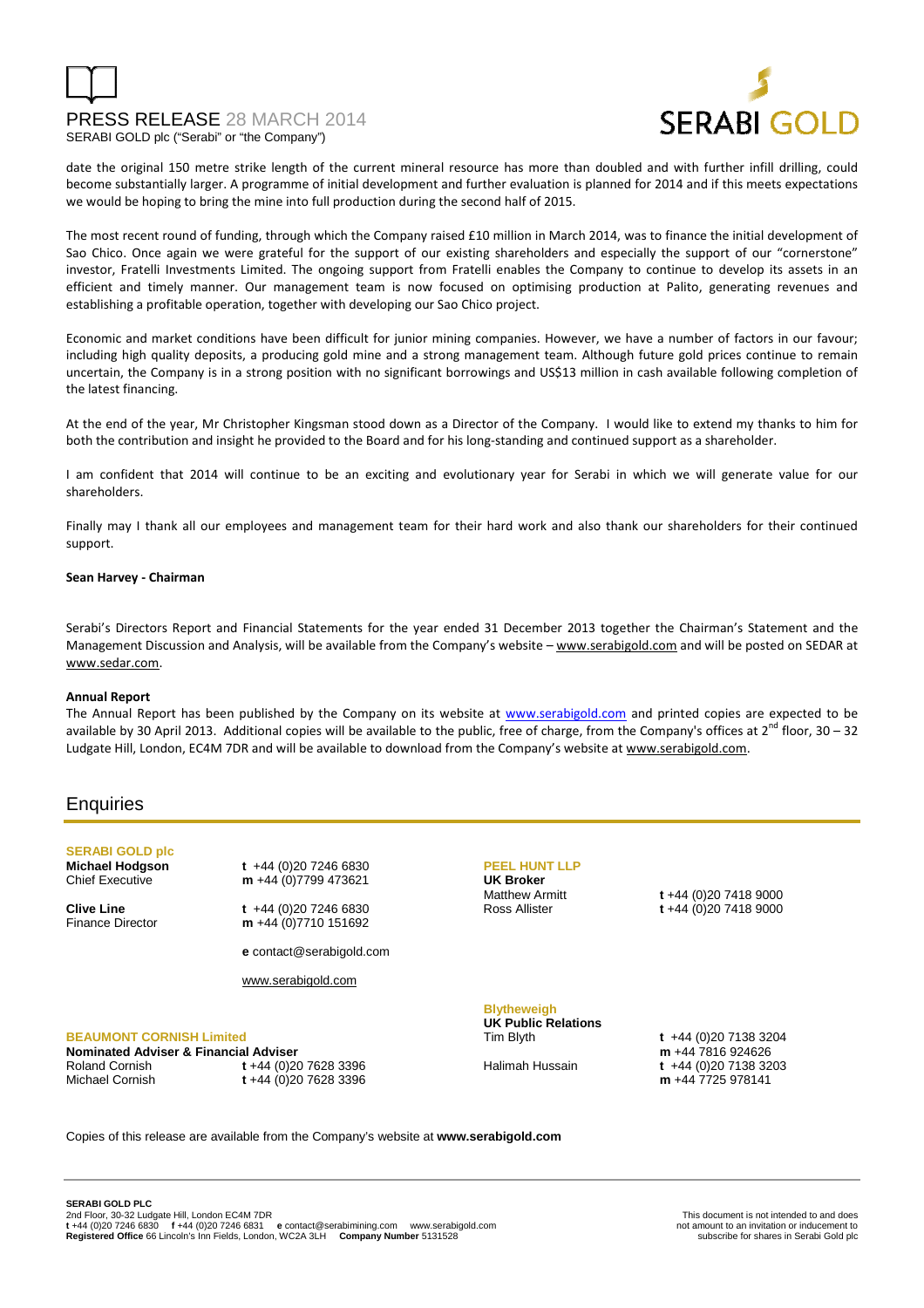date the original 150 metre strike length of the current mineral resource has more than doubled and with further infill drilling, could become substantially larger. A programme of initial development and further evaluation is planned for 2014 and if this meets expectations we would be hoping to bring the mine into full production during the second half of 2015.

The most recent round of funding, through which the Company raised £10 million in March 2014, was to finance the initial development of Sao Chico. Once again we were grateful for the support of our existing shareholders and especially the support of our "cornerstone" investor, Fratelli Investments Limited. The ongoing support from Fratelli enables the Company to continue to develop its assets in an efficient and timely manner. Our management team is now focused on optimising production at Palito, generating revenues and establishing a profitable operation, together with developing our Sao Chico project.

Economic and market conditions have been difficult for junior mining companies. However, we have a number of factors in our favour; including high quality deposits, a producing gold mine and a strong management team. Although future gold prices continue to remain uncertain, the Company is in a strong position with no significant borrowings and US$13 million in cash available following completion of the latest financing.

At the end of the year, Mr Christopher Kingsman stood down as a Director of the Company. I would like to extend my thanks to him for both the contribution and insight he provided to the Board and for his long-standing and continued support as a shareholder.

I am confident that 2014 will continue to be an exciting and evolutionary year for Serabi in which we will generate value for our shareholders.

Finally may I thank all our employees and management team for their hard work and also thank our shareholders for their continued support.

**Sean Harvey - Chairman**

Serabi's Directors Report and Financial Statements for the year ended 31 December 2013 together the Chairman's Statement and the Management Discussion and Analysis, will be available from the Company's website – www.serabigold.com and will be posted on SEDAR at www.sedar.com.

**Annual Report**

The Annual Report has been published by the Company on its website at www.serabigold.com and printed copies are expected to be available by 30 April 2013. Additional copies will be available to the public, free of charge, from the Company's offices at 2nd floor, 30 – 32 Ludgate Hill, London, EC4M 7DR and will be available to download from the Company's website at www.serabigold.com.

## Enquiries

**SERABI GOLD plc**

**Michael Hodgson** – Chief Executive
**t** +44 (0)20 7246 6830
**m** +44 (0)7799 473621

**Clive Line** – Finance Director
**t** +44 (0)20 7246 6830
**m** +44 (0)7710 151692

**e** contact@serabigold.com

www.serabigold.com

**BEAUMONT CORNISH Limited**

**Nominated Adviser & Financial Adviser**

Roland Cornish – **t** +44 (0)20 7628 3396
Michael Cornish – **t** +44 (0)20 7628 3396

**PEEL HUNT LLP**

**UK Broker**

Matthew Armitt – **t** +44 (0)20 7418 9000
Ross Allister – **t** +44 (0)20 7418 9000

**Blytheweigh**

**UK Public Relations**

Tim Blyth – **t** +44 (0)20 7138 3204, **m** +44 7816 924626
Halimah Hussain – **t** +44 (0)20 7138 3203, **m** +44 7725 978141

Copies of this release are available from the Company's website at **www.serabigold.com**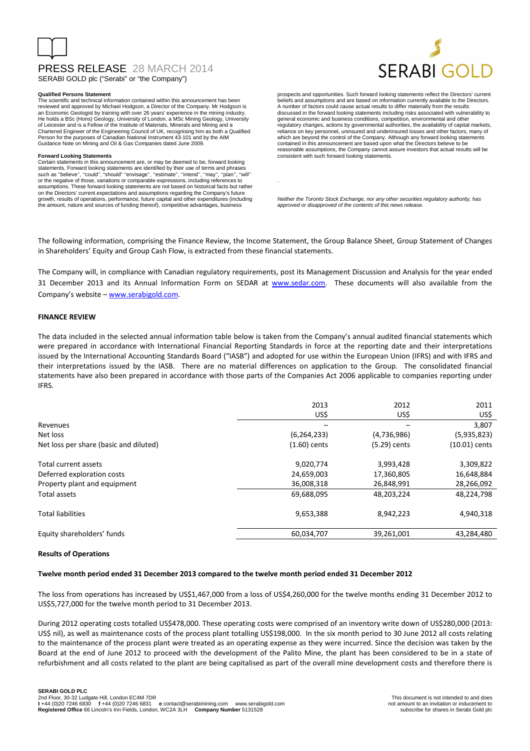**Qualified Persons Statement**

The scientific and technical information contained within this announcement has been reviewed and approved by Michael Hodgson, a Director of the Company. Mr Hodgson is an Economic Geologist by training with over 26 years' experience in the mining industry. He holds a BSc (Hons) Geology, University of London, a MSc Mining Geology, University of Leicester and is a Fellow of the Institute of Materials, Minerals and Mining and a Chartered Engineer of the Engineering Council of UK, recognising him as both a Qualified Person for the purposes of Canadian National Instrument 43-101 and by the AIM Guidance Note on Mining and Oil & Gas Companies dated June 2009.

**Forward Looking Statements**

Certain statements in this announcement are, or may be deemed to be, forward looking statements. Forward looking statements are identified by their use of terms and phrases such as ''believe'', ''could'', "should" ''envisage'', ''estimate'', ''intend'', ''may'', ''plan'', ''will'' or the negative of those, variations or comparable expressions, including references to assumptions. These forward looking statements are not based on historical facts but rather on the Directors' current expectations and assumptions regarding the Company's future growth, results of operations, performance, future capital and other expenditures (including the amount, nature and sources of funding thereof), competitive advantages, business prospects and opportunities. Such forward looking statements reflect the Directors' current beliefs and assumptions and are based on information currently available to the Directors. A number of factors could cause actual results to differ materially from the results discussed in the forward looking statements including risks associated with vulnerability to general economic and business conditions, competition, environmental and other regulatory changes, actions by governmental authorities, the availability of capital markets, reliance on key personnel, uninsured and underinsured losses and other factors, many of which are beyond the control of the Company. Although any forward looking statements contained in this announcement are based upon what the Directors believe to be reasonable assumptions, the Company cannot assure investors that actual results will be consistent with such forward looking statements.

*Neither the Toronto Stock Exchange, nor any other securities regulatory authority, has approved or disapproved of the contents of this news release.*

The following information, comprising the Finance Review, the Income Statement, the Group Balance Sheet, Group Statement of Changes in Shareholders' Equity and Group Cash Flow, is extracted from these financial statements.

The Company will, in compliance with Canadian regulatory requirements, post its Management Discussion and Analysis for the year ended 31 December 2013 and its Annual Information Form on SEDAR at www.sedar.com. These documents will also available from the Company's website – www.serabigold.com.

**FINANCE REVIEW**

The data included in the selected annual information table below is taken from the Company's annual audited financial statements which were prepared in accordance with International Financial Reporting Standards in force at the reporting date and their interpretations issued by the International Accounting Standards Board ("IASB") and adopted for use within the European Union (IFRS) and with IFRS and their interpretations issued by the IASB. There are no material differences on application to the Group. The consolidated financial statements have also been prepared in accordance with those parts of the Companies Act 2006 applicable to companies reporting under IFRS.

| | 2013 | 2012 | 2011 |
|---|---|---|---|
| | US$ | US$ | US$ |
| Revenues | – | – | 3,807 |
| Net loss | (6,264,233) | (4,736,986) | (5,935,823) |
| Net loss per share (basic and diluted) | (1.60) cents | (5.29) cents | (10.01) cents |
| Total current assets | 9,020,774 | 3,993,428 | 3,309,822 |
| Deferred exploration costs | 24,659,003 | 17,360,805 | 16,648,884 |
| Property plant and equipment | 36,008,318 | 26,848,991 | 28,266,092 |
| Total assets | 69,688,095 | 48,203,224 | 48,224,798 |
| Total liabilities | 9,653,388 | 8,942,223 | 4,940,318 |
| Equity shareholders' funds | 60,034,707 | 39,261,001 | 43,284,480 |

**Results of Operations**

**Twelve month period ended 31 December 2013 compared to the twelve month period ended 31 December 2012**

The loss from operations has increased by US$1,467,000 from a loss of US$4,260,000 for the twelve months ending 31 December 2012 to US$5,727,000 for the twelve month period to 31 December 2013.

During 2012 operating costs totalled US$478,000. These operating costs were comprised of an inventory write down of US$280,000 (2013: US$ nil), as well as maintenance costs of the process plant totalling US$198,000. In the six month period to 30 June 2012 all costs relating to the maintenance of the process plant were treated as an operating expense as they were incurred. Since the decision was taken by the Board at the end of June 2012 to proceed with the development of the Palito Mine, the plant has been considered to be in a state of refurbishment and all costs related to the plant are being capitalised as part of the overall mine development costs and therefore there is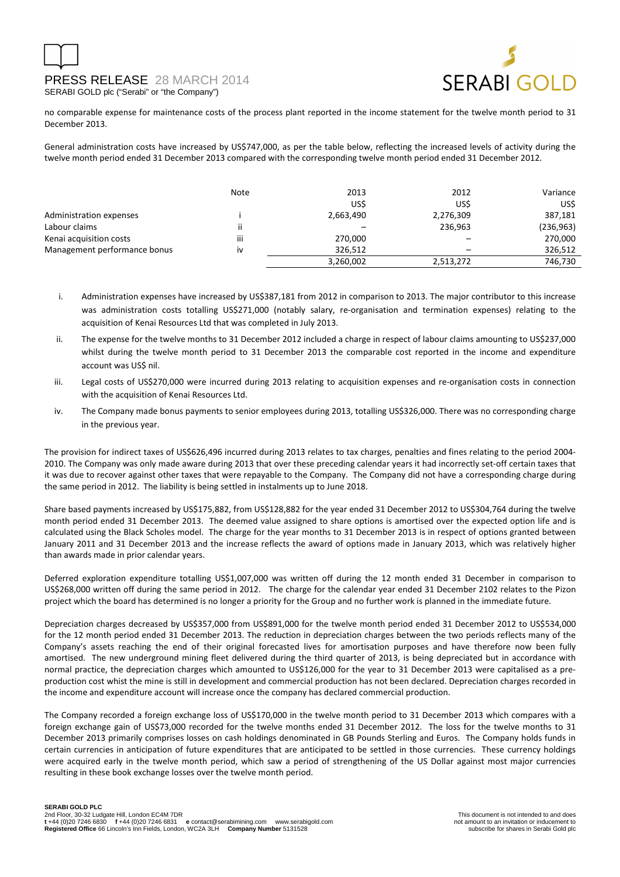no comparable expense for maintenance costs of the process plant reported in the income statement for the twelve month period to 31 December 2013.

General administration costs have increased by US$747,000, as per the table below, reflecting the increased levels of activity during the twelve month period ended 31 December 2013 compared with the corresponding twelve month period ended 31 December 2012.

| | Note | 2013 | 2012 | Variance |
|---|---|---|---|---|
| | | US$ | US$ | US$ |
| Administration expenses | i | 2,663,490 | 2,276,309 | 387,181 |
| Labour claims | ii | – | 236,963 | (236,963) |
| Kenai acquisition costs | iii | 270,000 | – | 270,000 |
| Management performance bonus | iv | 326,512 | – | 326,512 |
| | | 3,260,002 | 2,513,272 | 746,730 |

i. Administration expenses have increased by US$387,181 from 2012 in comparison to 2013. The major contributor to this increase was administration costs totalling US$271,000 (notably salary, re-organisation and termination expenses) relating to the acquisition of Kenai Resources Ltd that was completed in July 2013.

ii. The expense for the twelve months to 31 December 2012 included a charge in respect of labour claims amounting to US$237,000 whilst during the twelve month period to 31 December 2013 the comparable cost reported in the income and expenditure account was US$ nil.

iii. Legal costs of US$270,000 were incurred during 2013 relating to acquisition expenses and re-organisation costs in connection with the acquisition of Kenai Resources Ltd.

iv. The Company made bonus payments to senior employees during 2013, totalling US$326,000. There was no corresponding charge in the previous year.

The provision for indirect taxes of US$626,496 incurred during 2013 relates to tax charges, penalties and fines relating to the period 2004-2010. The Company was only made aware during 2013 that over these preceding calendar years it had incorrectly set-off certain taxes that it was due to recover against other taxes that were repayable to the Company. The Company did not have a corresponding charge during the same period in 2012. The liability is being settled in instalments up to June 2018.

Share based payments increased by US$175,882, from US$128,882 for the year ended 31 December 2012 to US$304,764 during the twelve month period ended 31 December 2013. The deemed value assigned to share options is amortised over the expected option life and is calculated using the Black Scholes model. The charge for the year months to 31 December 2013 is in respect of options granted between January 2011 and 31 December 2013 and the increase reflects the award of options made in January 2013, which was relatively higher than awards made in prior calendar years.

Deferred exploration expenditure totalling US$1,007,000 was written off during the 12 month ended 31 December in comparison to US$268,000 written off during the same period in 2012. The charge for the calendar year ended 31 December 2102 relates to the Pizon project which the board has determined is no longer a priority for the Group and no further work is planned in the immediate future.

Depreciation charges decreased by US$357,000 from US$891,000 for the twelve month period ended 31 December 2012 to US$534,000 for the 12 month period ended 31 December 2013. The reduction in depreciation charges between the two periods reflects many of the Company's assets reaching the end of their original forecasted lives for amortisation purposes and have therefore now been fully amortised. The new underground mining fleet delivered during the third quarter of 2013, is being depreciated but in accordance with normal practice, the depreciation charges which amounted to US$126,000 for the year to 31 December 2013 were capitalised as a pre-production cost whist the mine is still in development and commercial production has not been declared. Depreciation charges recorded in the income and expenditure account will increase once the company has declared commercial production.

The Company recorded a foreign exchange loss of US$170,000 in the twelve month period to 31 December 2013 which compares with a foreign exchange gain of US$73,000 recorded for the twelve months ended 31 December 2012. The loss for the twelve months to 31 December 2013 primarily comprises losses on cash holdings denominated in GB Pounds Sterling and Euros. The Company holds funds in certain currencies in anticipation of future expenditures that are anticipated to be settled in those currencies. These currency holdings were acquired early in the twelve month period, which saw a period of strengthening of the US Dollar against most major currencies resulting in these book exchange losses over the twelve month period.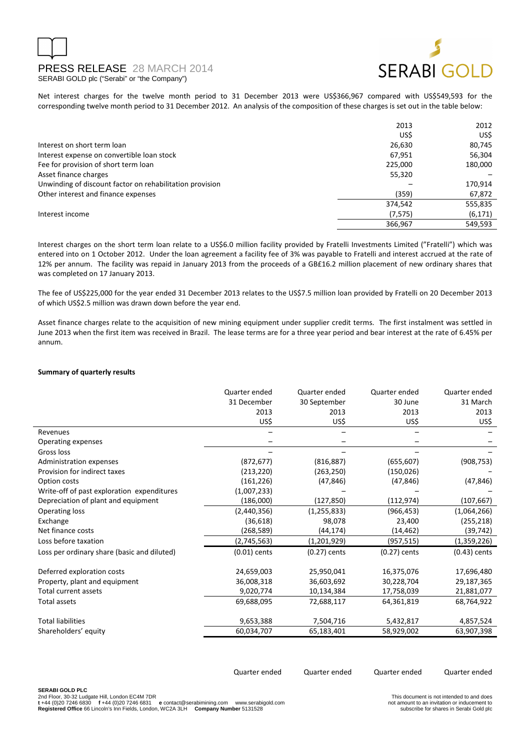Net interest charges for the twelve month period to 31 December 2013 were US$366,967 compared with US$549,593 for the corresponding twelve month period to 31 December 2012. An analysis of the composition of these charges is set out in the table below:

| | 2013 | 2012 |
|---|---|---|
| | US$ | US$ |
| Interest on short term loan | 26,630 | 80,745 |
| Interest expense on convertible loan stock | 67,951 | 56,304 |
| Fee for provision of short term loan | 225,000 | 180,000 |
| Asset finance charges | 55,320 | – |
| Unwinding of discount factor on rehabilitation provision | – | 170,914 |
| Other interest and finance expenses | (359) | 67,872 |
| | 374,542 | 555,835 |
| Interest income | (7,575) | (6,171) |
| | 366,967 | 549,593 |

Interest charges on the short term loan relate to a US$6.0 million facility provided by Fratelli Investments Limited ("Fratelli") which was entered into on 1 October 2012. Under the loan agreement a facility fee of 3% was payable to Fratelli and interest accrued at the rate of 12% per annum. The facility was repaid in January 2013 from the proceeds of a GB£16.2 million placement of new ordinary shares that was completed on 17 January 2013.

The fee of US$225,000 for the year ended 31 December 2013 relates to the US$7.5 million loan provided by Fratelli on 20 December 2013 of which US$2.5 million was drawn down before the year end.

Asset finance charges relate to the acquisition of new mining equipment under supplier credit terms. The first instalment was settled in June 2013 when the first item was received in Brazil. The lease terms are for a three year period and bear interest at the rate of 6.45% per annum.

**Summary of quarterly results**

| | Quarter ended 31 December 2013 | Quarter ended 30 September 2013 | Quarter ended 30 June 2013 | Quarter ended 31 March 2013 |
|---|---|---|---|---|
| | US$ | US$ | US$ | US$ |
| Revenues | – | – | – | – |
| Operating expenses | – | – | – | – |
| Gross loss | – | – | – | – |
| Administration expenses | (872,677) | (816,887) | (655,607) | (908,753) |
| Provision for indirect taxes | (213,220) | (263,250) | (150,026) | – |
| Option costs | (161,226) | (47,846) | (47,846) | (47,846) |
| Write-off of past exploration expenditures | (1,007,233) | – | – | – |
| Depreciation of plant and equipment | (186,000) | (127,850) | (112,974) | (107,667) |
| Operating loss | (2,440,356) | (1,255,833) | (966,453) | (1,064,266) |
| Exchange | (36,618) | 98,078 | 23,400 | (255,218) |
| Net finance costs | (268,589) | (44,174) | (14,462) | (39,742) |
| Loss before taxation | (2,745,563) | (1,201,929) | (957,515) | (1,359,226) |
| Loss per ordinary share (basic and diluted) | (0.01) cents | (0.27) cents | (0.27) cents | (0.43) cents |
| | | | | |
| Deferred exploration costs | 24,659,003 | 25,950,041 | 16,375,076 | 17,696,480 |
| Property, plant and equipment | 36,008,318 | 36,603,692 | 30,228,704 | 29,187,365 |
| Total current assets | 9,020,774 | 10,134,384 | 17,758,039 | 21,881,077 |
| Total assets | 69,688,095 | 72,688,117 | 64,361,819 | 68,764,922 |
| | | | | |
| Total liabilities | 9,653,388 | 7,504,716 | 5,432,817 | 4,857,524 |
| Shareholders' equity | 60,034,707 | 65,183,401 | 58,929,002 | 63,907,398 |

| Quarter ended | Quarter ended | Quarter ended | Quarter ended |
|---|---|---|---|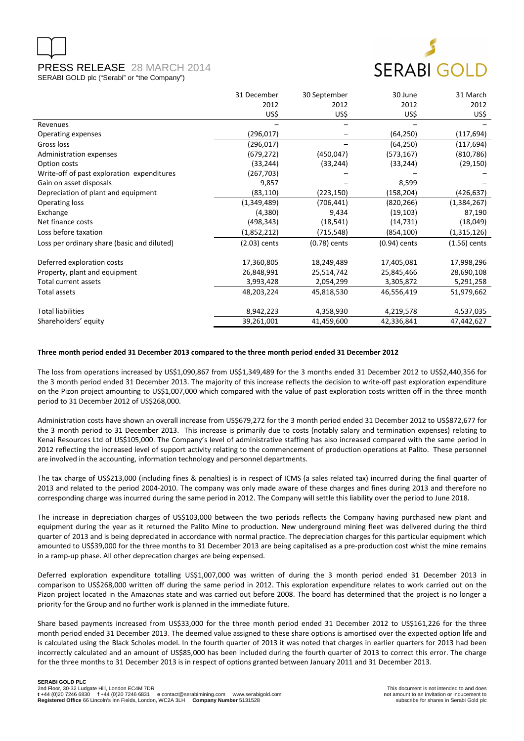| | 31 December 2012 US$ | 30 September 2012 US$ | 30 June 2012 US$ | 31 March 2012 US$ |
|---|---|---|---|---|
| Revenues | – | – | – | – |
| Operating expenses | (296,017) | – | (64,250) | (117,694) |
| Gross loss | (296,017) | – | (64,250) | (117,694) |
| Administration expenses | (679,272) | (450,047) | (573,167) | (810,786) |
| Option costs | (33,244) | (33,244) | (33,244) | (29,150) |
| Write-off of past exploration expenditures | (267,703) | – | – | – |
| Gain on asset disposals | 9,857 | – | 8,599 | – |
| Depreciation of plant and equipment | (83,110) | (223,150) | (158,204) | (426,637) |
| Operating loss | (1,349,489) | (706,441) | (820,266) | (1,384,267) |
| Exchange | (4,380) | 9,434 | (19,103) | 87,190 |
| Net finance costs | (498,343) | (18,541) | (14,731) | (18,049) |
| Loss before taxation | (1,852,212) | (715,548) | (854,100) | (1,315,126) |
| Loss per ordinary share (basic and diluted) | (2.03) cents | (0.78) cents | (0.94) cents | (1.56) cents |
| | | | | |
| Deferred exploration costs | 17,360,805 | 18,249,489 | 17,405,081 | 17,998,296 |
| Property, plant and equipment | 26,848,991 | 25,514,742 | 25,845,466 | 28,690,108 |
| Total current assets | 3,993,428 | 2,054,299 | 3,305,872 | 5,291,258 |
| Total assets | 48,203,224 | 45,818,530 | 46,556,419 | 51,979,662 |
| | | | | |
| Total liabilities | 8,942,223 | 4,358,930 | 4,219,578 | 4,537,035 |
| Shareholders' equity | 39,261,001 | 41,459,600 | 42,336,841 | 47,442,627 |

**Three month period ended 31 December 2013 compared to the three month period ended 31 December 2012**

The loss from operations increased by US$1,090,867 from US$1,349,489 for the 3 months ended 31 December 2012 to US$2,440,356 for the 3 month period ended 31 December 2013. The majority of this increase reflects the decision to write-off past exploration expenditure on the Pizon project amounting to US$1,007,000 which compared with the value of past exploration costs written off in the three month period to 31 December 2012 of US$268,000.

Administration costs have shown an overall increase from US$679,272 for the 3 month period ended 31 December 2012 to US$872,677 for the 3 month period to 31 December 2013. This increase is primarily due to costs (notably salary and termination expenses) relating to Kenai Resources Ltd of US$105,000. The Company's level of administrative staffing has also increased compared with the same period in 2012 reflecting the increased level of support activity relating to the commencement of production operations at Palito. These personnel are involved in the accounting, information technology and personnel departments.

The tax charge of US$213,000 (including fines & penalties) is in respect of ICMS (a sales related tax) incurred during the final quarter of 2013 and related to the period 2004-2010. The company was only made aware of these charges and fines during 2013 and therefore no corresponding charge was incurred during the same period in 2012. The Company will settle this liability over the period to June 2018.

The increase in depreciation charges of US$103,000 between the two periods reflects the Company having purchased new plant and equipment during the year as it returned the Palito Mine to production. New underground mining fleet was delivered during the third quarter of 2013 and is being depreciated in accordance with normal practice. The depreciation charges for this particular equipment which amounted to US$39,000 for the three months to 31 December 2013 are being capitalised as a pre-production cost whist the mine remains in a ramp-up phase. All other deprecation charges are being expensed.

Deferred exploration expenditure totalling US$1,007,000 was written of during the 3 month period ended 31 December 2013 in comparison to US$268,000 written off during the same period in 2012. This exploration expenditure relates to work carried out on the Pizon project located in the Amazonas state and was carried out before 2008. The board has determined that the project is no longer a priority for the Group and no further work is planned in the immediate future.

Share based payments increased from US$33,000 for the three month period ended 31 December 2012 to US$161,226 for the three month period ended 31 December 2013. The deemed value assigned to these share options is amortised over the expected option life and is calculated using the Black Scholes model. In the fourth quarter of 2013 it was noted that charges in earlier quarters for 2013 had been incorrectly calculated and an amount of US$85,000 has been included during the fourth quarter of 2013 to correct this error. The charge for the three months to 31 December 2013 is in respect of options granted between January 2011 and 31 December 2013.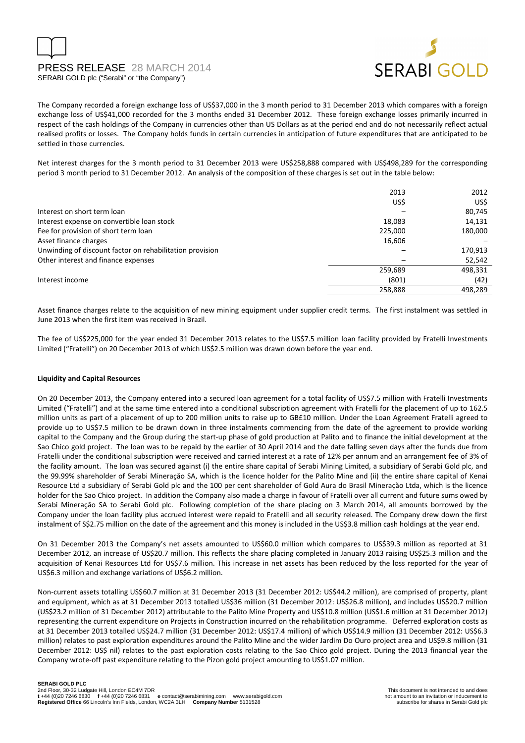The Company recorded a foreign exchange loss of US$37,000 in the 3 month period to 31 December 2013 which compares with a foreign exchange loss of US$41,000 recorded for the 3 months ended 31 December 2012. These foreign exchange losses primarily incurred in respect of the cash holdings of the Company in currencies other than US Dollars as at the period end and do not necessarily reflect actual realised profits or losses. The Company holds funds in certain currencies in anticipation of future expenditures that are anticipated to be settled in those currencies.

Net interest charges for the 3 month period to 31 December 2013 were US$258,888 compared with US$498,289 for the corresponding period 3 month period to 31 December 2012. An analysis of the composition of these charges is set out in the table below:

| | 2013 | 2012 |
|---|---|---|
| | US$ | US$ |
| Interest on short term loan | – | 80,745 |
| Interest expense on convertible loan stock | 18,083 | 14,131 |
| Fee for provision of short term loan | 225,000 | 180,000 |
| Asset finance charges | 16,606 | – |
| Unwinding of discount factor on rehabilitation provision | – | 170,913 |
| Other interest and finance expenses | – | 52,542 |
| | 259,689 | 498,331 |
| Interest income | (801) | (42) |
| | 258,888 | 498,289 |

Asset finance charges relate to the acquisition of new mining equipment under supplier credit terms. The first instalment was settled in June 2013 when the first item was received in Brazil.

The fee of US$225,000 for the year ended 31 December 2013 relates to the US$7.5 million loan facility provided by Fratelli Investments Limited ("Fratelli") on 20 December 2013 of which US$2.5 million was drawn down before the year end.

**Liquidity and Capital Resources**

On 20 December 2013, the Company entered into a secured loan agreement for a total facility of US$7.5 million with Fratelli Investments Limited ("Fratelli") and at the same time entered into a conditional subscription agreement with Fratelli for the placement of up to 162.5 million units as part of a placement of up to 200 million units to raise up to GB£10 million. Under the Loan Agreement Fratelli agreed to provide up to US$7.5 million to be drawn down in three instalments commencing from the date of the agreement to provide working capital to the Company and the Group during the start-up phase of gold production at Palito and to finance the initial development at the Sao Chico gold project. The loan was to be repaid by the earlier of 30 April 2014 and the date falling seven days after the funds due from Fratelli under the conditional subscription were received and carried interest at a rate of 12% per annum and an arrangement fee of 3% of the facility amount. The loan was secured against (i) the entire share capital of Serabi Mining Limited, a subsidiary of Serabi Gold plc, and the 99.99% shareholder of Serabi Mineração SA, which is the licence holder for the Palito Mine and (ii) the entire share capital of Kenai Resource Ltd a subsidiary of Serabi Gold plc and the 100 per cent shareholder of Gold Aura do Brasil Mineração Ltda, which is the licence holder for the Sao Chico project. In addition the Company also made a charge in favour of Fratelli over all current and future sums owed by Serabi Mineração SA to Serabi Gold plc. Following completion of the share placing on 3 March 2014, all amounts borrowed by the Company under the loan facility plus accrued interest were repaid to Fratelli and all security released. The Company drew down the first instalment of S$2.75 million on the date of the agreement and this money is included in the US$3.8 million cash holdings at the year end.

On 31 December 2013 the Company's net assets amounted to US$60.0 million which compares to US$39.3 million as reported at 31 December 2012, an increase of US$20.7 million. This reflects the share placing completed in January 2013 raising US$25.3 million and the acquisition of Kenai Resources Ltd for US$7.6 million. This increase in net assets has been reduced by the loss reported for the year of US$6.3 million and exchange variations of US$6.2 million.

Non-current assets totalling US$60.7 million at 31 December 2013 (31 December 2012: US$44.2 million), are comprised of property, plant and equipment, which as at 31 December 2013 totalled US$36 million (31 December 2012: US$26.8 million), and includes US$20.7 million (US$23.2 million of 31 December 2012) attributable to the Palito Mine Property and US$10.8 million (US$1.6 million at 31 December 2012) representing the current expenditure on Projects in Construction incurred on the rehabilitation programme. Deferred exploration costs as at 31 December 2013 totalled US$24.7 million (31 December 2012: US$17.4 million) of which US$14.9 million (31 December 2012: US$6.3 million) relates to past exploration expenditures around the Palito Mine and the wider Jardim Do Ouro project area and US$9.8 million (31 December 2012: US$ nil) relates to the past exploration costs relating to the Sao Chico gold project. During the 2013 financial year the Company wrote-off past expenditure relating to the Pizon gold project amounting to US$1.07 million.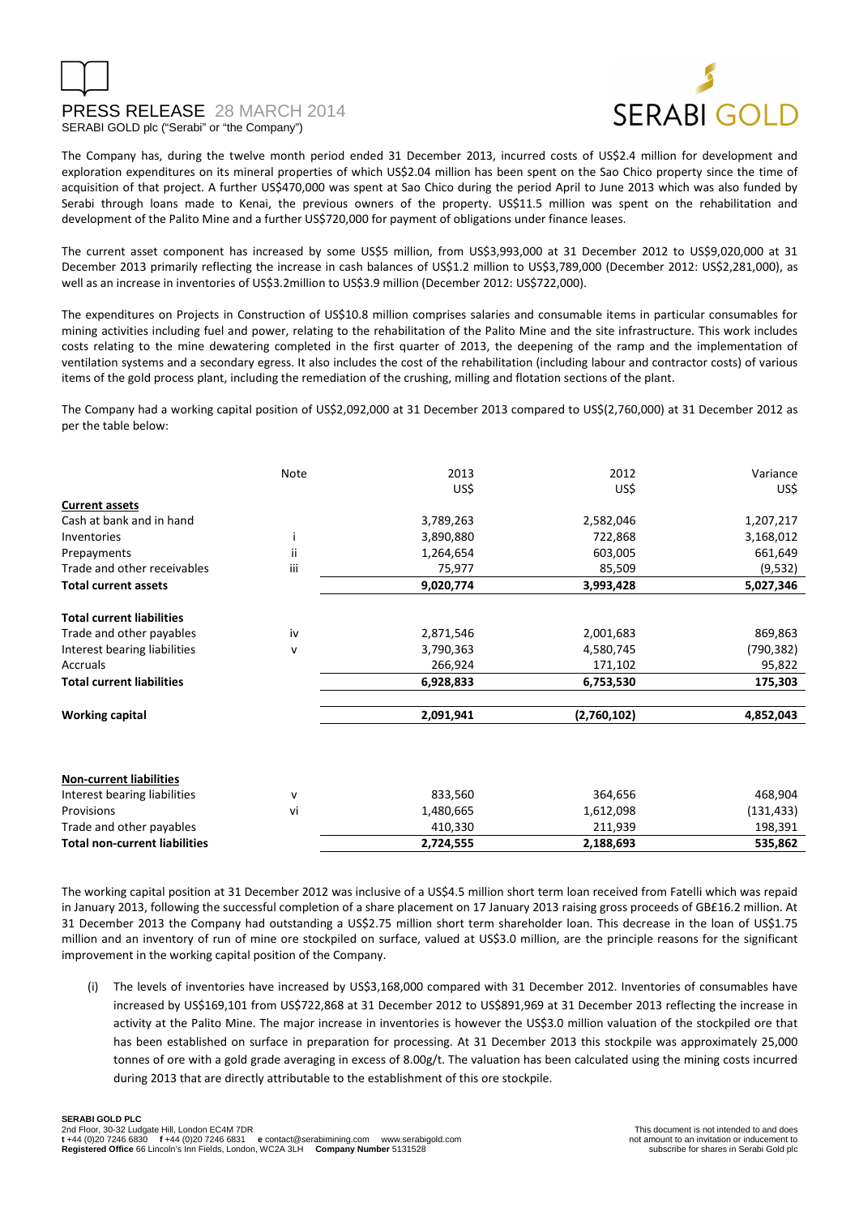The Company has, during the twelve month period ended 31 December 2013, incurred costs of US$2.4 million for development and exploration expenditures on its mineral properties of which US$2.04 million has been spent on the Sao Chico property since the time of acquisition of that project. A further US$470,000 was spent at Sao Chico during the period April to June 2013 which was also funded by Serabi through loans made to Kenai, the previous owners of the property. US$11.5 million was spent on the rehabilitation and development of the Palito Mine and a further US$720,000 for payment of obligations under finance leases.

The current asset component has increased by some US$5 million, from US$3,993,000 at 31 December 2012 to US$9,020,000 at 31 December 2013 primarily reflecting the increase in cash balances of US$1.2 million to US$3,789,000 (December 2012: US$2,281,000), as well as an increase in inventories of US$3.2million to US$3.9 million (December 2012: US$722,000).

The expenditures on Projects in Construction of US$10.8 million comprises salaries and consumable items in particular consumables for mining activities including fuel and power, relating to the rehabilitation of the Palito Mine and the site infrastructure. This work includes costs relating to the mine dewatering completed in the first quarter of 2013, the deepening of the ramp and the implementation of ventilation systems and a secondary egress. It also includes the cost of the rehabilitation (including labour and contractor costs) of various items of the gold process plant, including the remediation of the crushing, milling and flotation sections of the plant.

The Company had a working capital position of US$2,092,000 at 31 December 2013 compared to US$(2,760,000) at 31 December 2012 as per the table below:

| | Note | 2013<br>US$ | 2012<br>US$ | Variance<br>US$ |
|---|---|---|---|---|
| **Current assets** | | | | |
| Cash at bank and in hand | | 3,789,263 | 2,582,046 | 1,207,217 |
| Inventories | i | 3,890,880 | 722,868 | 3,168,012 |
| Prepayments | ii | 1,264,654 | 603,005 | 661,649 |
| Trade and other receivables | iii | 75,977 | 85,509 | (9,532) |
| **Total current assets** | | **9,020,774** | **3,993,428** | **5,027,346** |
| **Total current liabilities** | | | | |
| Trade and other payables | iv | 2,871,546 | 2,001,683 | 869,863 |
| Interest bearing liabilities | v | 3,790,363 | 4,580,745 | (790,382) |
| Accruals | | 266,924 | 171,102 | 95,822 |
| **Total current liabilities** | | **6,928,833** | **6,753,530** | **175,303** |
| **Working capital** | | **2,091,941** | **(2,760,102)** | **4,852,043** |
| **Non-current liabilities** | | | | |
| Interest bearing liabilities | v | 833,560 | 364,656 | 468,904 |
| Provisions | vi | 1,480,665 | 1,612,098 | (131,433) |
| Trade and other payables | | 410,330 | 211,939 | 198,391 |
| **Total non-current liabilities** | | **2,724,555** | **2,188,693** | **535,862** |

The working capital position at 31 December 2012 was inclusive of a US$4.5 million short term loan received from Fatelli which was repaid in January 2013, following the successful completion of a share placement on 17 January 2013 raising gross proceeds of GB£16.2 million. At 31 December 2013 the Company had outstanding a US$2.75 million short term shareholder loan. This decrease in the loan of US$1.75 million and an inventory of run of mine ore stockpiled on surface, valued at US$3.0 million, are the principle reasons for the significant improvement in the working capital position of the Company.

(i) The levels of inventories have increased by US$3,168,000 compared with 31 December 2012. Inventories of consumables have increased by US$169,101 from US$722,868 at 31 December 2012 to US$891,969 at 31 December 2013 reflecting the increase in activity at the Palito Mine. The major increase in inventories is however the US$3.0 million valuation of the stockpiled ore that has been established on surface in preparation for processing. At 31 December 2013 this stockpile was approximately 25,000 tonnes of ore with a gold grade averaging in excess of 8.00g/t. The valuation has been calculated using the mining costs incurred during 2013 that are directly attributable to the establishment of this ore stockpile.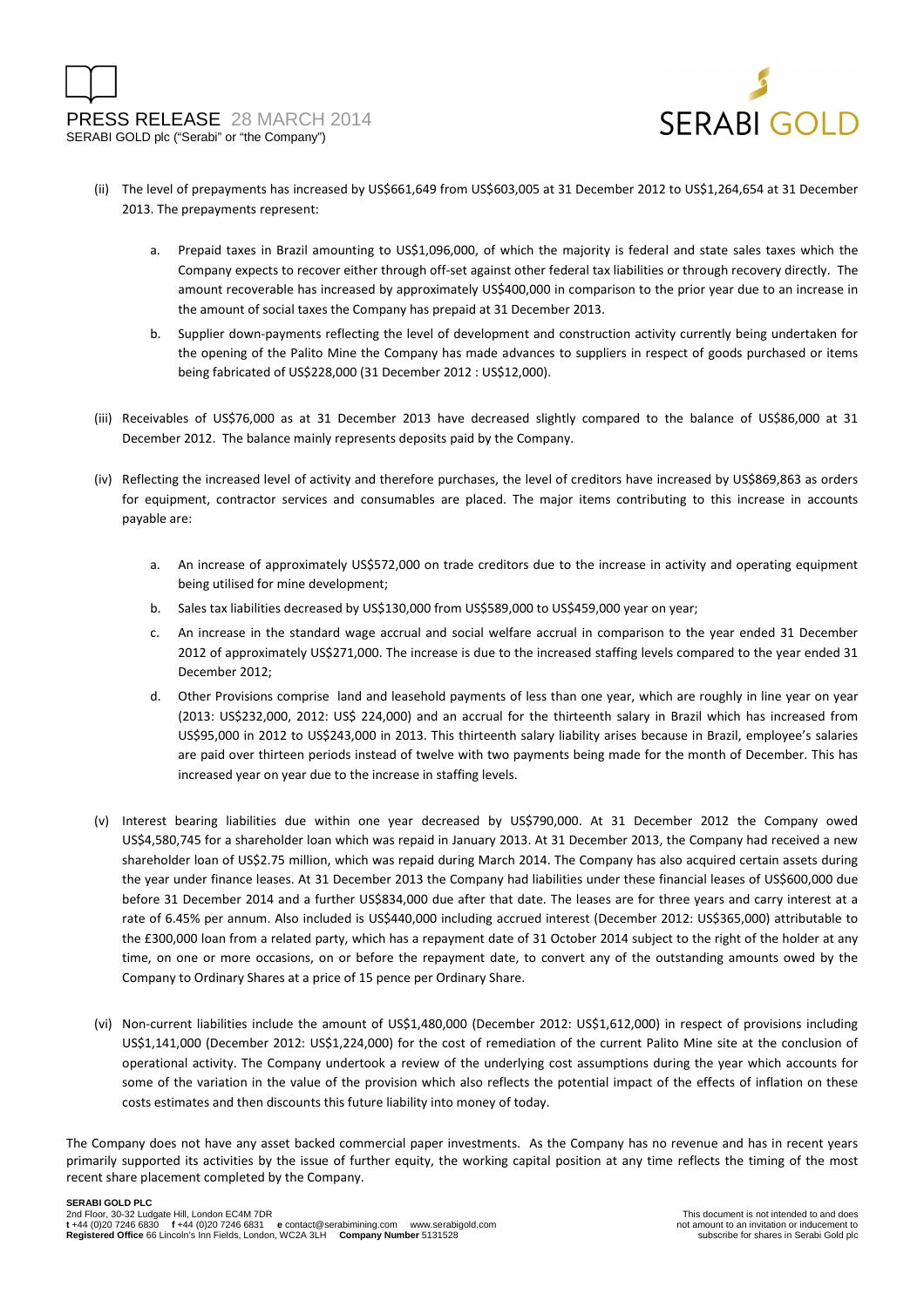(ii) The level of prepayments has increased by US$661,649 from US$603,005 at 31 December 2012 to US$1,264,654 at 31 December 2013. The prepayments represent:

   a. Prepaid taxes in Brazil amounting to US$1,096,000, of which the majority is federal and state sales taxes which the Company expects to recover either through off-set against other federal tax liabilities or through recovery directly. The amount recoverable has increased by approximately US$400,000 in comparison to the prior year due to an increase in the amount of social taxes the Company has prepaid at 31 December 2013.

   b. Supplier down-payments reflecting the level of development and construction activity currently being undertaken for the opening of the Palito Mine the Company has made advances to suppliers in respect of goods purchased or items being fabricated of US$228,000 (31 December 2012 : US$12,000).

(iii) Receivables of US$76,000 as at 31 December 2013 have decreased slightly compared to the balance of US$86,000 at 31 December 2012. The balance mainly represents deposits paid by the Company.

(iv) Reflecting the increased level of activity and therefore purchases, the level of creditors have increased by US$869,863 as orders for equipment, contractor services and consumables are placed. The major items contributing to this increase in accounts payable are:

   a. An increase of approximately US$572,000 on trade creditors due to the increase in activity and operating equipment being utilised for mine development;

   b. Sales tax liabilities decreased by US$130,000 from US$589,000 to US$459,000 year on year;

   c. An increase in the standard wage accrual and social welfare accrual in comparison to the year ended 31 December 2012 of approximately US$271,000. The increase is due to the increased staffing levels compared to the year ended 31 December 2012;

   d. Other Provisions comprise land and leasehold payments of less than one year, which are roughly in line year on year (2013: US$232,000, 2012: US$ 224,000) and an accrual for the thirteenth salary in Brazil which has increased from US$95,000 in 2012 to US$243,000 in 2013. This thirteenth salary liability arises because in Brazil, employee's salaries are paid over thirteen periods instead of twelve with two payments being made for the month of December. This has increased year on year due to the increase in staffing levels.

(v) Interest bearing liabilities due within one year decreased by US$790,000. At 31 December 2012 the Company owed US$4,580,745 for a shareholder loan which was repaid in January 2013. At 31 December 2013, the Company had received a new shareholder loan of US$2.75 million, which was repaid during March 2014. The Company has also acquired certain assets during the year under finance leases. At 31 December 2013 the Company had liabilities under these financial leases of US$600,000 due before 31 December 2014 and a further US$834,000 due after that date. The leases are for three years and carry interest at a rate of 6.45% per annum. Also included is US$440,000 including accrued interest (December 2012: US$365,000) attributable to the £300,000 loan from a related party, which has a repayment date of 31 October 2014 subject to the right of the holder at any time, on one or more occasions, on or before the repayment date, to convert any of the outstanding amounts owed by the Company to Ordinary Shares at a price of 15 pence per Ordinary Share.

(vi) Non-current liabilities include the amount of US$1,480,000 (December 2012: US$1,612,000) in respect of provisions including US$1,141,000 (December 2012: US$1,224,000) for the cost of remediation of the current Palito Mine site at the conclusion of operational activity. The Company undertook a review of the underlying cost assumptions during the year which accounts for some of the variation in the value of the provision which also reflects the potential impact of the effects of inflation on these costs estimates and then discounts this future liability into money of today.

The Company does not have any asset backed commercial paper investments. As the Company has no revenue and has in recent years primarily supported its activities by the issue of further equity, the working capital position at any time reflects the timing of the most recent share placement completed by the Company.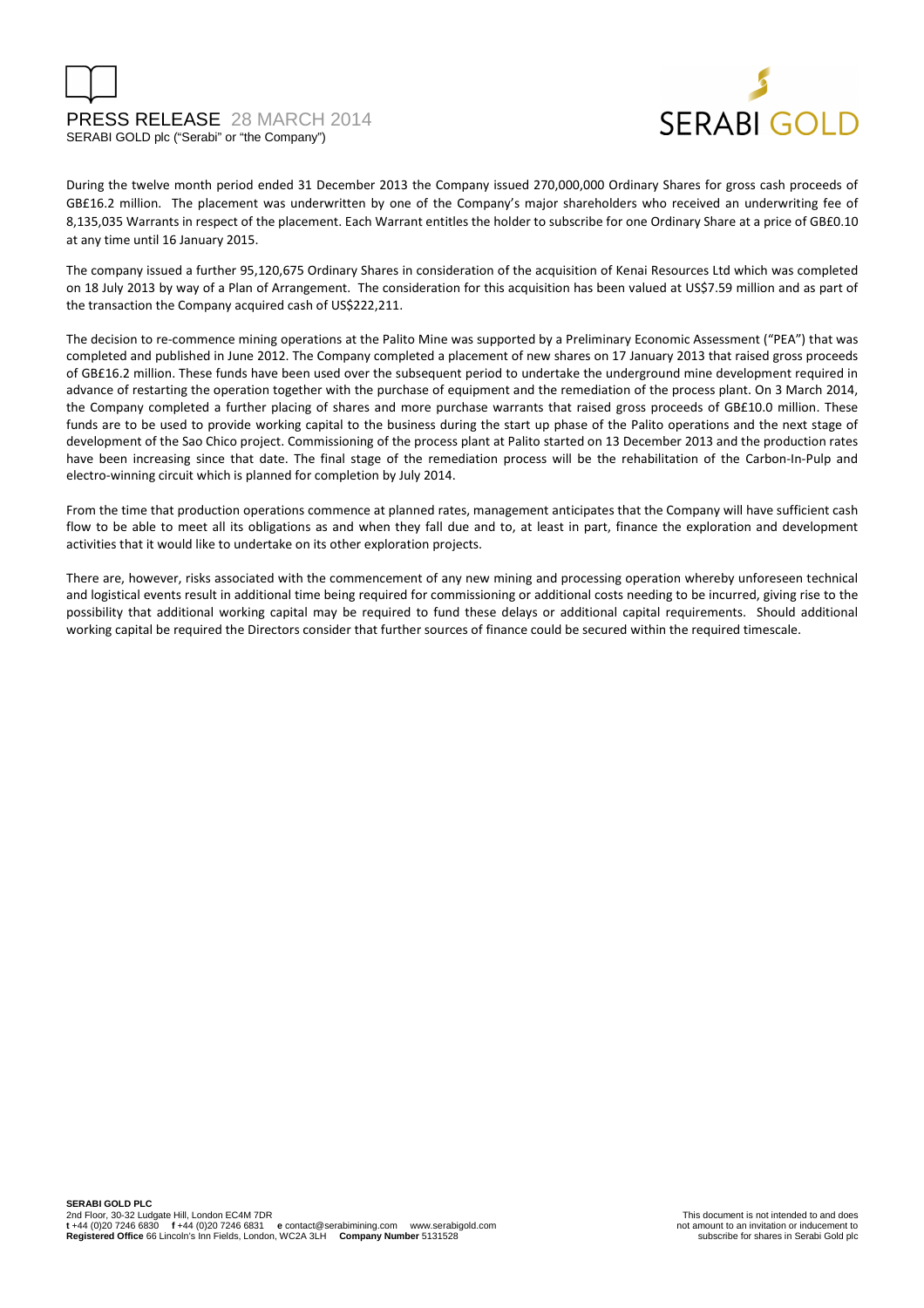During the twelve month period ended 31 December 2013 the Company issued 270,000,000 Ordinary Shares for gross cash proceeds of GB£16.2 million. The placement was underwritten by one of the Company's major shareholders who received an underwriting fee of 8,135,035 Warrants in respect of the placement. Each Warrant entitles the holder to subscribe for one Ordinary Share at a price of GB£0.10 at any time until 16 January 2015.

The company issued a further 95,120,675 Ordinary Shares in consideration of the acquisition of Kenai Resources Ltd which was completed on 18 July 2013 by way of a Plan of Arrangement. The consideration for this acquisition has been valued at US$7.59 million and as part of the transaction the Company acquired cash of US$222,211.

The decision to re-commence mining operations at the Palito Mine was supported by a Preliminary Economic Assessment ("PEA") that was completed and published in June 2012. The Company completed a placement of new shares on 17 January 2013 that raised gross proceeds of GB£16.2 million. These funds have been used over the subsequent period to undertake the underground mine development required in advance of restarting the operation together with the purchase of equipment and the remediation of the process plant. On 3 March 2014, the Company completed a further placing of shares and more purchase warrants that raised gross proceeds of GB£10.0 million. These funds are to be used to provide working capital to the business during the start up phase of the Palito operations and the next stage of development of the Sao Chico project. Commissioning of the process plant at Palito started on 13 December 2013 and the production rates have been increasing since that date. The final stage of the remediation process will be the rehabilitation of the Carbon-In-Pulp and electro-winning circuit which is planned for completion by July 2014.

From the time that production operations commence at planned rates, management anticipates that the Company will have sufficient cash flow to be able to meet all its obligations as and when they fall due and to, at least in part, finance the exploration and development activities that it would like to undertake on its other exploration projects.

There are, however, risks associated with the commencement of any new mining and processing operation whereby unforeseen technical and logistical events result in additional time being required for commissioning or additional costs needing to be incurred, giving rise to the possibility that additional working capital may be required to fund these delays or additional capital requirements. Should additional working capital be required the Directors consider that further sources of finance could be secured within the required timescale.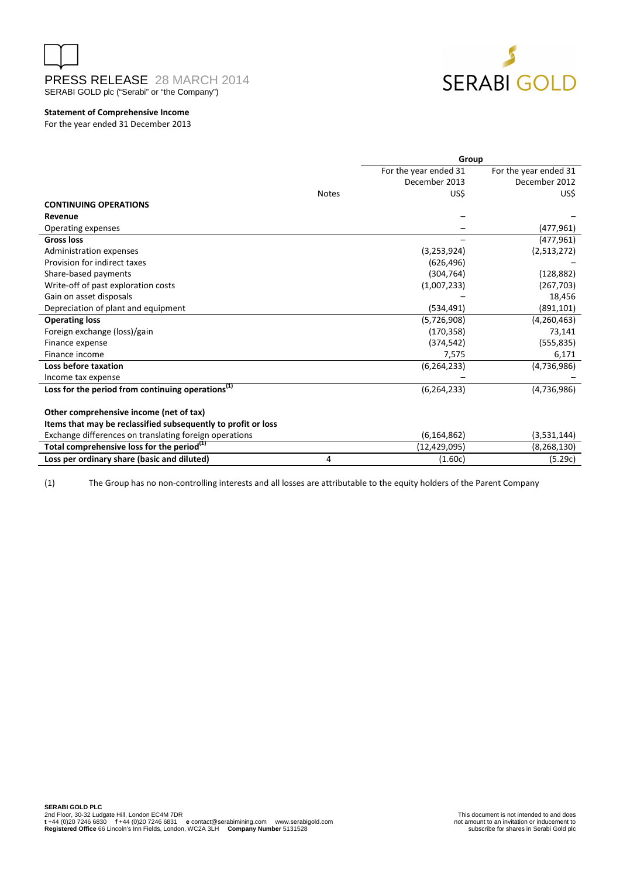**Statement of Comprehensive Income**

For the year ended 31 December 2013

| | Notes | Group | |
|---|---|---|---|
| | | For the year ended 31 December 2013 | For the year ended 31 December 2012 |
| | | US$ | US$ |
| **CONTINUING OPERATIONS** | | | |
| **Revenue** | | – | – |
| Operating expenses | | – | (477,961) |
| **Gross loss** | | – | (477,961) |
| Administration expenses | | (3,253,924) | (2,513,272) |
| Provision for indirect taxes | | (626,496) | – |
| Share-based payments | | (304,764) | (128,882) |
| Write-off of past exploration costs | | (1,007,233) | (267,703) |
| Gain on asset disposals | | – | 18,456 |
| Depreciation of plant and equipment | | (534,491) | (891,101) |
| **Operating loss** | | (5,726,908) | (4,260,463) |
| Foreign exchange (loss)/gain | | (170,358) | 73,141 |
| Finance expense | | (374,542) | (555,835) |
| Finance income | | 7,575 | 6,171 |
| **Loss before taxation** | | (6,264,233) | (4,736,986) |
| Income tax expense | | – | – |
| **Loss for the period from continuing operations**[(1)] | | (6,264,233) | (4,736,986) |
| | | | |
| **Other comprehensive income (net of tax)** | | | |
| **Items that may be reclassified subsequently to profit or loss** | | | |
| Exchange differences on translating foreign operations | | (6,164,862) | (3,531,144) |
| **Total comprehensive loss for the period**[(1)] | | (12,429,095) | (8,268,130) |
| **Loss per ordinary share (basic and diluted)** | 4 | (1.60c) | (5.29c) |

(1) The Group has no non-controlling interests and all losses are attributable to the equity holders of the Parent Company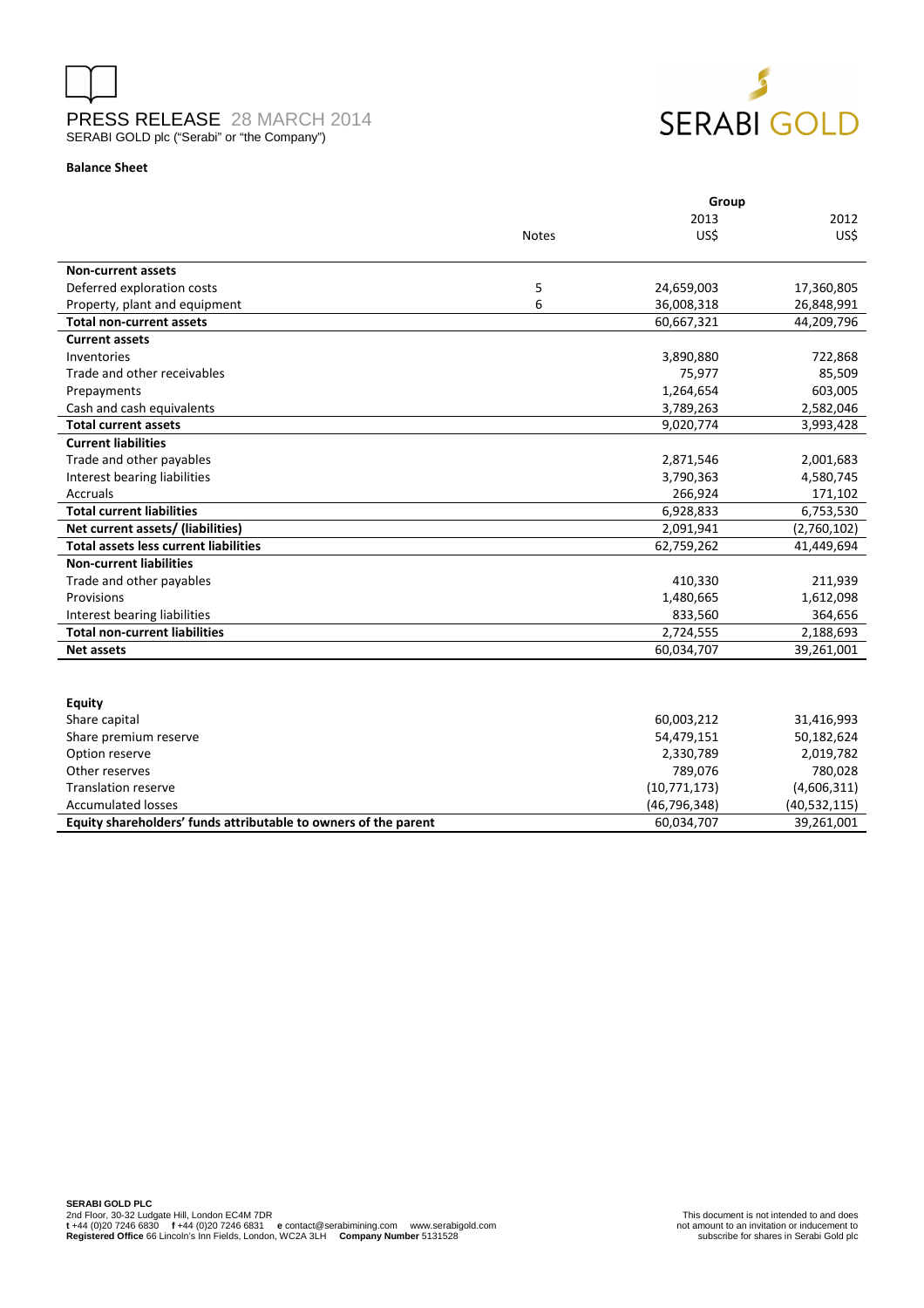**Balance Sheet**

| | | Group | |
|---|---|---|---|
| | | 2013 | 2012 |
| | Notes | US$ | US$ |
| **Non-current assets** | | | |
| Deferred exploration costs | 5 | 24,659,003 | 17,360,805 |
| Property, plant and equipment | 6 | 36,008,318 | 26,848,991 |
| **Total non-current assets** | | 60,667,321 | 44,209,796 |
| **Current assets** | | | |
| Inventories | | 3,890,880 | 722,868 |
| Trade and other receivables | | 75,977 | 85,509 |
| Prepayments | | 1,264,654 | 603,005 |
| Cash and cash equivalents | | 3,789,263 | 2,582,046 |
| **Total current assets** | | 9,020,774 | 3,993,428 |
| **Current liabilities** | | | |
| Trade and other payables | | 2,871,546 | 2,001,683 |
| Interest bearing liabilities | | 3,790,363 | 4,580,745 |
| Accruals | | 266,924 | 171,102 |
| **Total current liabilities** | | 6,928,833 | 6,753,530 |
| **Net current assets/ (liabilities)** | | 2,091,941 | (2,760,102) |
| **Total assets less current liabilities** | | 62,759,262 | 41,449,694 |
| **Non-current liabilities** | | | |
| Trade and other payables | | 410,330 | 211,939 |
| Provisions | | 1,480,665 | 1,612,098 |
| Interest bearing liabilities | | 833,560 | 364,656 |
| **Total non-current liabilities** | | 2,724,555 | 2,188,693 |
| **Net assets** | | 60,034,707 | 39,261,001 |
| | | | |
| **Equity** | | | |
| Share capital | | 60,003,212 | 31,416,993 |
| Share premium reserve | | 54,479,151 | 50,182,624 |
| Option reserve | | 2,330,789 | 2,019,782 |
| Other reserves | | 789,076 | 780,028 |
| Translation reserve | | (10,771,173) | (4,606,311) |
| Accumulated losses | | (46,796,348) | (40,532,115) |
| **Equity shareholders' funds attributable to owners of the parent** | | 60,034,707 | 39,261,001 |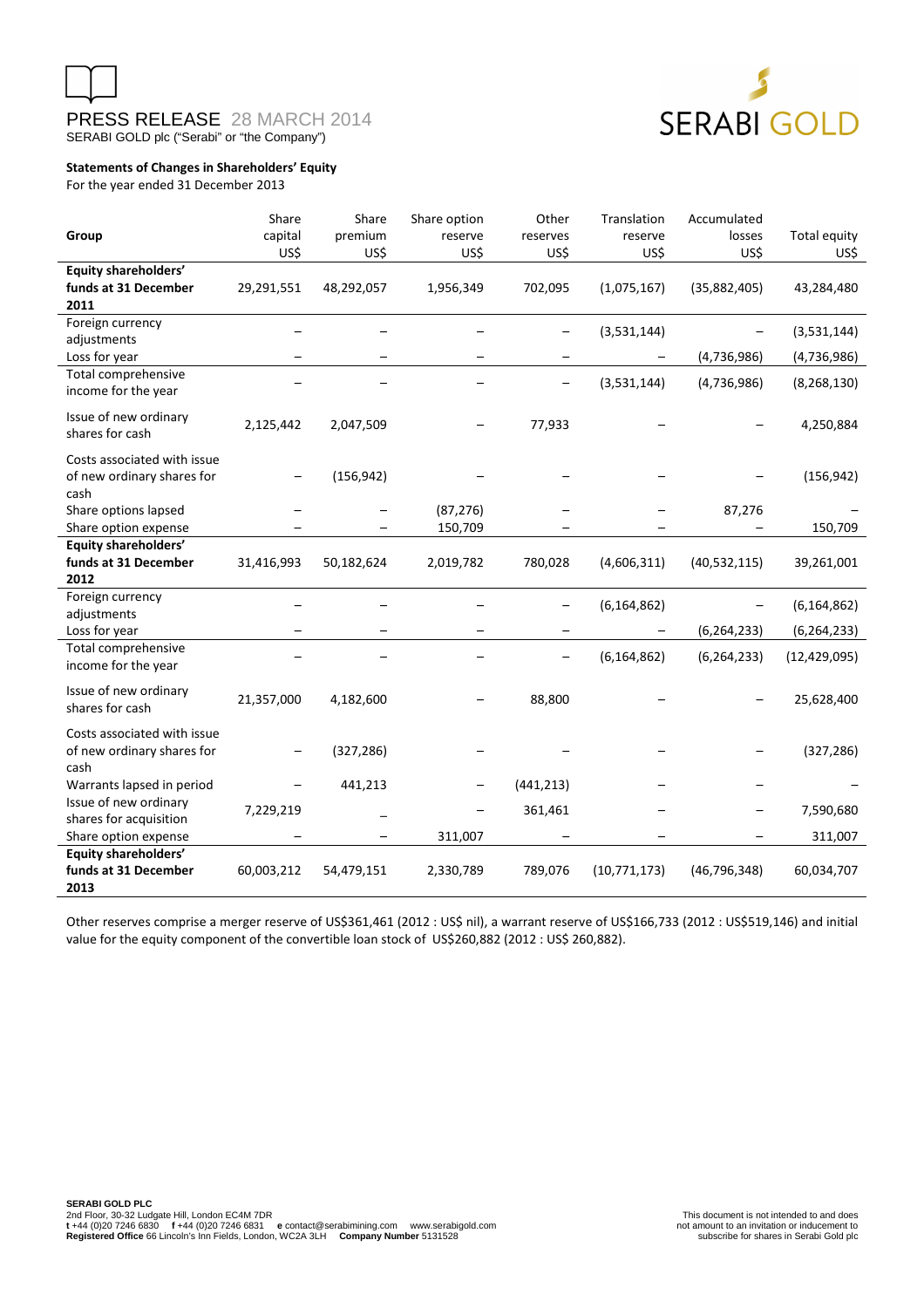### Statements of Changes in Shareholders' Equity

For the year ended 31 December 2013

| Group | Share capital US$ | Share premium US$ | Share option reserve US$ | Other reserves US$ | Translation reserve US$ | Accumulated losses US$ | Total equity US$ |
|---|---|---|---|---|---|---|---|
| **Equity shareholders' funds at 31 December 2011** | 29,291,551 | 48,292,057 | 1,956,349 | 702,095 | (1,075,167) | (35,882,405) | 43,284,480 |
| Foreign currency adjustments | – | – | – | – | (3,531,144) | – | (3,531,144) |
| Loss for year | – | – | – | – | – | (4,736,986) | (4,736,986) |
| Total comprehensive income for the year | – | – | – | – | (3,531,144) | (4,736,986) | (8,268,130) |
| Issue of new ordinary shares for cash | 2,125,442 | 2,047,509 | – | 77,933 | – | – | 4,250,884 |
| Costs associated with issue of new ordinary shares for cash | – | (156,942) | – | – | – | – | (156,942) |
| Share options lapsed | – | – | (87,276) | – | – | 87,276 | – |
| Share option expense | – | – | 150,709 | – | – | – | 150,709 |
| **Equity shareholders' funds at 31 December 2012** | 31,416,993 | 50,182,624 | 2,019,782 | 780,028 | (4,606,311) | (40,532,115) | 39,261,001 |
| Foreign currency adjustments | – | – | – | – | (6,164,862) | – | (6,164,862) |
| Loss for year | – | – | – | – | – | (6,264,233) | (6,264,233) |
| Total comprehensive income for the year | – | – | – | – | (6,164,862) | (6,264,233) | (12,429,095) |
| Issue of new ordinary shares for cash | 21,357,000 | 4,182,600 | – | 88,800 | – | – | 25,628,400 |
| Costs associated with issue of new ordinary shares for cash | – | (327,286) | – | – | – | – | (327,286) |
| Warrants lapsed in period | – | 441,213 | – | (441,213) | – | – | – |
| Issue of new ordinary shares for acquisition | 7,229,219 | – | – | 361,461 | – | – | 7,590,680 |
| Share option expense | – | – | 311,007 | – | – | – | 311,007 |
| **Equity shareholders' funds at 31 December 2013** | 60,003,212 | 54,479,151 | 2,330,789 | 789,076 | (10,771,173) | (46,796,348) | 60,034,707 |

Other reserves comprise a merger reserve of US$361,461 (2012 : US$ nil), a warrant reserve of US$166,733 (2012 : US$519,146) and initial value for the equity component of the convertible loan stock of US$260,882 (2012 : US$ 260,882).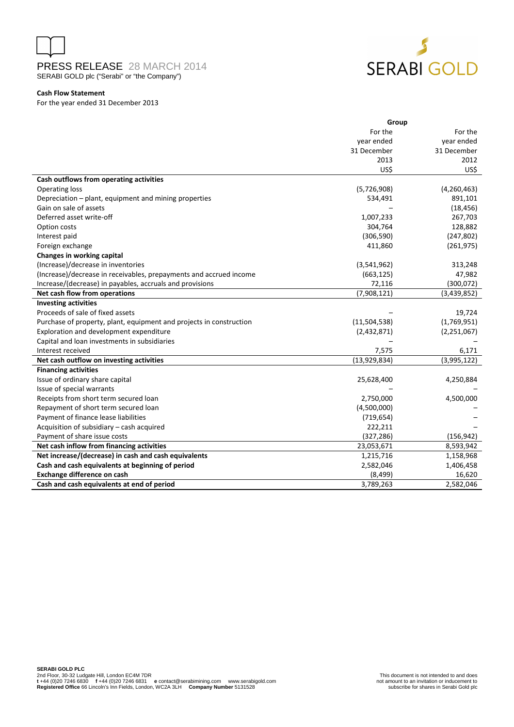PRESS RELEASE 28 MARCH 2014
SERABI GOLD plc ("Serabi" or "the Company")

**Cash Flow Statement**
For the year ended 31 December 2013

| | Group | |
|---|---|---|
| | For the year ended 31 December 2013 US$ | For the year ended 31 December 2012 US$ |
| **Cash outflows from operating activities** | | |
| Operating loss | (5,726,908) | (4,260,463) |
| Depreciation – plant, equipment and mining properties | 534,491 | 891,101 |
| Gain on sale of assets | – | (18,456) |
| Deferred asset write-off | 1,007,233 | 267,703 |
| Option costs | 304,764 | 128,882 |
| Interest paid | (306,590) | (247,802) |
| Foreign exchange | 411,860 | (261,975) |
| **Changes in working capital** | | |
| (Increase)/decrease in inventories | (3,541,962) | 313,248 |
| (Increase)/decrease in receivables, prepayments and accrued income | (663,125) | 47,982 |
| Increase/(decrease) in payables, accruals and provisions | 72,116 | (300,072) |
| **Net cash flow from operations** | (7,908,121) | (3,439,852) |
| **Investing activities** | | |
| Proceeds of sale of fixed assets | – | 19,724 |
| Purchase of property, plant, equipment and projects in construction | (11,504,538) | (1,769,951) |
| Exploration and development expenditure | (2,432,871) | (2,251,067) |
| Capital and loan investments in subsidiaries | – | – |
| Interest received | 7,575 | 6,171 |
| **Net cash outflow on investing activities** | (13,929,834) | (3,995,122) |
| **Financing activities** | | |
| Issue of ordinary share capital | 25,628,400 | 4,250,884 |
| Issue of special warrants | – | – |
| Receipts from short term secured loan | 2,750,000 | 4,500,000 |
| Repayment of short term secured loan | (4,500,000) | – |
| Payment of finance lease liabilities | (719,654) | – |
| Acquisition of subsidiary – cash acquired | 222,211 | – |
| Payment of share issue costs | (327,286) | (156,942) |
| **Net cash inflow from financing activities** | 23,053,671 | 8,593,942 |
| **Net increase/(decrease) in cash and cash equivalents** | 1,215,716 | 1,158,968 |
| **Cash and cash equivalents at beginning of period** | 2,582,046 | 1,406,458 |
| **Exchange difference on cash** | (8,499) | 16,620 |
| **Cash and cash equivalents at end of period** | 3,789,263 | 2,582,046 |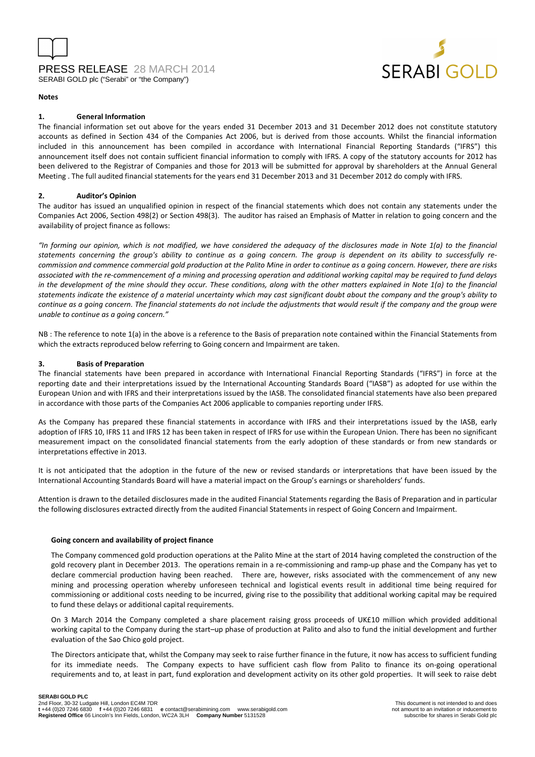**Notes**

**1. General Information**

The financial information set out above for the years ended 31 December 2013 and 31 December 2012 does not constitute statutory accounts as defined in Section 434 of the Companies Act 2006, but is derived from those accounts. Whilst the financial information included in this announcement has been compiled in accordance with International Financial Reporting Standards ("IFRS") this announcement itself does not contain sufficient financial information to comply with IFRS. A copy of the statutory accounts for 2012 has been delivered to the Registrar of Companies and those for 2013 will be submitted for approval by shareholders at the Annual General Meeting . The full audited financial statements for the years end 31 December 2013 and 31 December 2012 do comply with IFRS.

**2. Auditor's Opinion**

The auditor has issued an unqualified opinion in respect of the financial statements which does not contain any statements under the Companies Act 2006, Section 498(2) or Section 498(3). The auditor has raised an Emphasis of Matter in relation to going concern and the availability of project finance as follows:

*"In forming our opinion, which is not modified, we have considered the adequacy of the disclosures made in Note 1(a) to the financial statements concerning the group's ability to continue as a going concern. The group is dependent on its ability to successfully re-commission and commence commercial gold production at the Palito Mine in order to continue as a going concern. However, there are risks associated with the re-commencement of a mining and processing operation and additional working capital may be required to fund delays in the development of the mine should they occur. These conditions, along with the other matters explained in Note 1(a) to the financial statements indicate the existence of a material uncertainty which may cast significant doubt about the company and the group's ability to continue as a going concern. The financial statements do not include the adjustments that would result if the company and the group were unable to continue as a going concern."*

NB : The reference to note 1(a) in the above is a reference to the Basis of preparation note contained within the Financial Statements from which the extracts reproduced below referring to Going concern and Impairment are taken.

**3. Basis of Preparation**

The financial statements have been prepared in accordance with International Financial Reporting Standards ("IFRS") in force at the reporting date and their interpretations issued by the International Accounting Standards Board ("IASB") as adopted for use within the European Union and with IFRS and their interpretations issued by the IASB. The consolidated financial statements have also been prepared in accordance with those parts of the Companies Act 2006 applicable to companies reporting under IFRS.

As the Company has prepared these financial statements in accordance with IFRS and their interpretations issued by the IASB, early adoption of IFRS 10, IFRS 11 and IFRS 12 has been taken in respect of IFRS for use within the European Union. There has been no significant measurement impact on the consolidated financial statements from the early adoption of these standards or from new standards or interpretations effective in 2013.

It is not anticipated that the adoption in the future of the new or revised standards or interpretations that have been issued by the International Accounting Standards Board will have a material impact on the Group's earnings or shareholders' funds.

Attention is drawn to the detailed disclosures made in the audited Financial Statements regarding the Basis of Preparation and in particular the following disclosures extracted directly from the audited Financial Statements in respect of Going Concern and Impairment.

**Going concern and availability of project finance**

The Company commenced gold production operations at the Palito Mine at the start of 2014 having completed the construction of the gold recovery plant in December 2013. The operations remain in a re-commissioning and ramp-up phase and the Company has yet to declare commercial production having been reached. There are, however, risks associated with the commencement of any new mining and processing operation whereby unforeseen technical and logistical events result in additional time being required for commissioning or additional costs needing to be incurred, giving rise to the possibility that additional working capital may be required to fund these delays or additional capital requirements.

On 3 March 2014 the Company completed a share placement raising gross proceeds of UK£10 million which provided additional working capital to the Company during the start–up phase of production at Palito and also to fund the initial development and further evaluation of the Sao Chico gold project.

The Directors anticipate that, whilst the Company may seek to raise further finance in the future, it now has access to sufficient funding for its immediate needs. The Company expects to have sufficient cash flow from Palito to finance its on-going operational requirements and to, at least in part, fund exploration and development activity on its other gold properties. It will seek to raise debt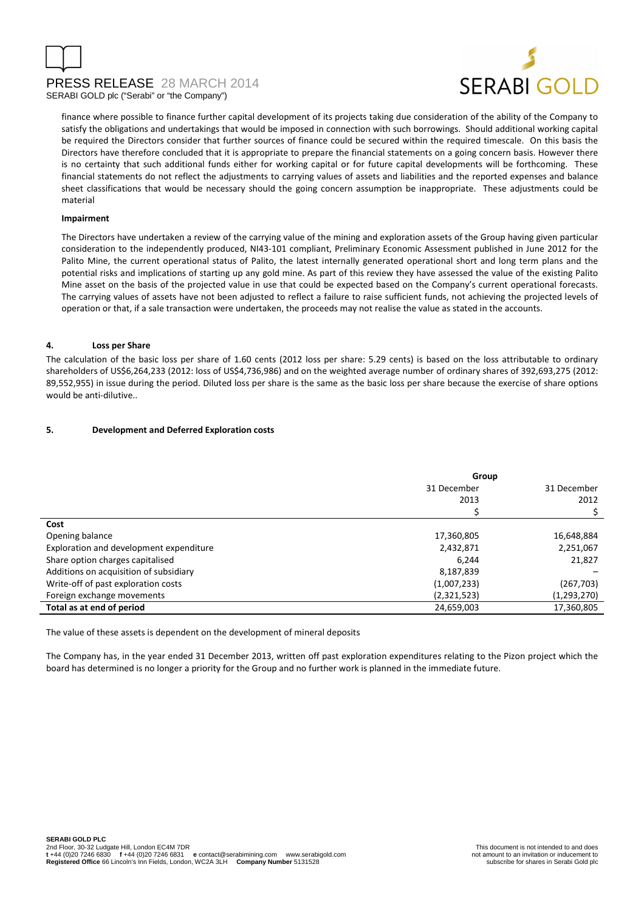finance where possible to finance further capital development of its projects taking due consideration of the ability of the Company to satisfy the obligations and undertakings that would be imposed in connection with such borrowings. Should additional working capital be required the Directors consider that further sources of finance could be secured within the required timescale. On this basis the Directors have therefore concluded that it is appropriate to prepare the financial statements on a going concern basis. However there is no certainty that such additional funds either for working capital or for future capital developments will be forthcoming. These financial statements do not reflect the adjustments to carrying values of assets and liabilities and the reported expenses and balance sheet classifications that would be necessary should the going concern assumption be inappropriate. These adjustments could be material

**Impairment**

The Directors have undertaken a review of the carrying value of the mining and exploration assets of the Group having given particular consideration to the independently produced, NI43-101 compliant, Preliminary Economic Assessment published in June 2012 for the Palito Mine, the current operational status of Palito, the latest internally generated operational short and long term plans and the potential risks and implications of starting up any gold mine. As part of this review they have assessed the value of the existing Palito Mine asset on the basis of the projected value in use that could be expected based on the Company's current operational forecasts. The carrying values of assets have not been adjusted to reflect a failure to raise sufficient funds, not achieving the projected levels of operation or that, if a sale transaction were undertaken, the proceeds may not realise the value as stated in the accounts.

## 4. Loss per Share

The calculation of the basic loss per share of 1.60 cents (2012 loss per share: 5.29 cents) is based on the loss attributable to ordinary shareholders of US$6,264,233 (2012: loss of US$4,736,986) and on the weighted average number of ordinary shares of 392,693,275 (2012: 89,552,955) in issue during the period. Diluted loss per share is the same as the basic loss per share because the exercise of share options would be anti-dilutive..

## 5. Development and Deferred Exploration costs

| | Group | |
|---|---|---|
| | 31 December 2013 | 31 December 2012 |
| | $ | $ |
| **Cost** | | |
| Opening balance | 17,360,805 | 16,648,884 |
| Exploration and development expenditure | 2,432,871 | 2,251,067 |
| Share option charges capitalised | 6,244 | 21,827 |
| Additions on acquisition of subsidiary | 8,187,839 | – |
| Write-off of past exploration costs | (1,007,233) | (267,703) |
| Foreign exchange movements | (2,321,523) | (1,293,270) |
| **Total as at end of period** | 24,659,003 | 17,360,805 |

The value of these assets is dependent on the development of mineral deposits

The Company has, in the year ended 31 December 2013, written off past exploration expenditures relating to the Pizon project which the board has determined is no longer a priority for the Group and no further work is planned in the immediate future.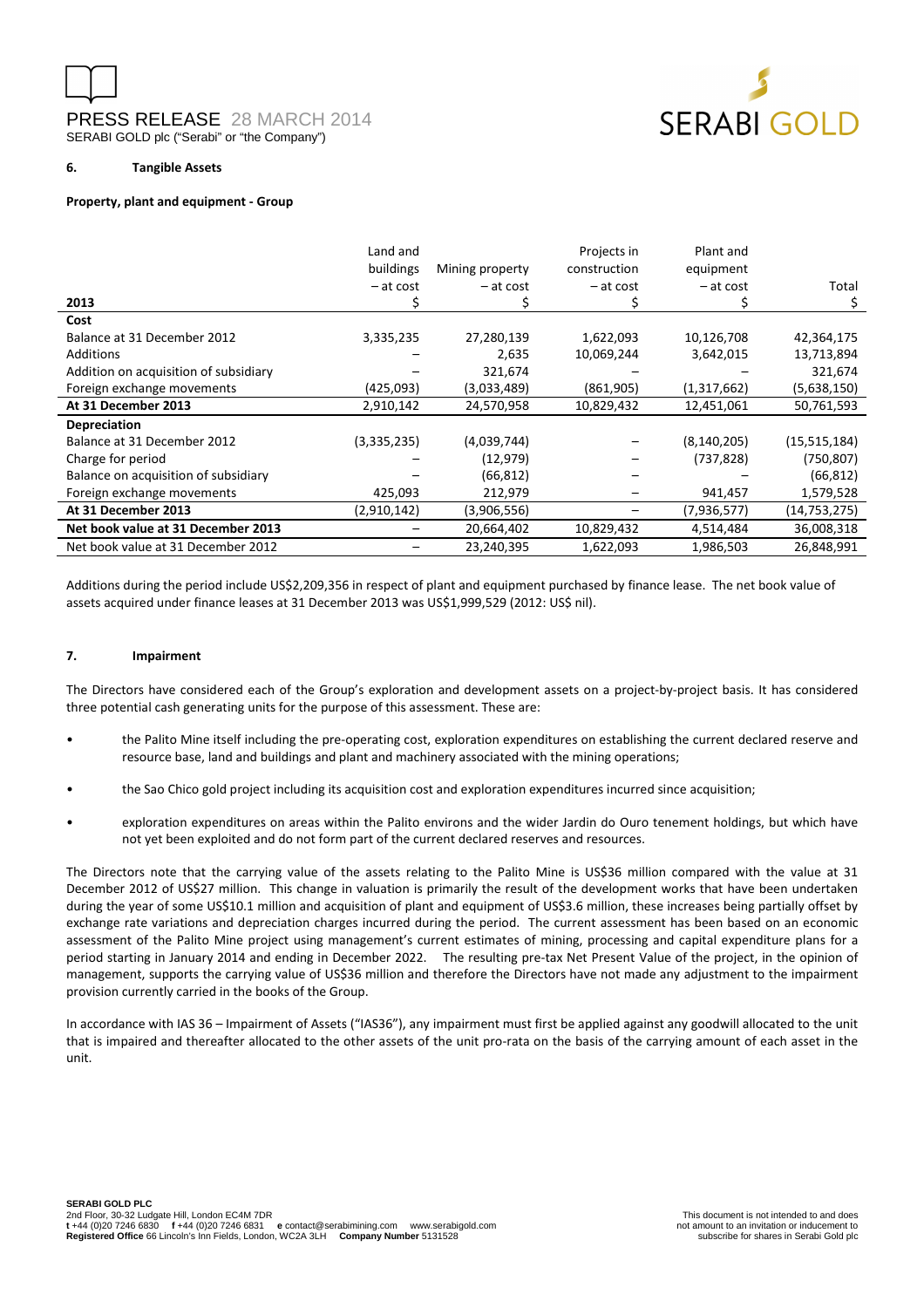## 6. Tangible Assets

**Property, plant and equipment - Group**

| 2013 | Land and buildings – at cost $ | Mining property – at cost $ | Projects in construction – at cost $ | Plant and equipment – at cost $ | Total $ |
|---|---|---|---|---|---|
| **Cost** | | | | | |
| Balance at 31 December 2012 | 3,335,235 | 27,280,139 | 1,622,093 | 10,126,708 | 42,364,175 |
| Additions | – | 2,635 | 10,069,244 | 3,642,015 | 13,713,894 |
| Addition on acquisition of subsidiary | – | 321,674 | – | – | 321,674 |
| Foreign exchange movements | (425,093) | (3,033,489) | (861,905) | (1,317,662) | (5,638,150) |
| **At 31 December 2013** | 2,910,142 | 24,570,958 | 10,829,432 | 12,451,061 | 50,761,593 |
| **Depreciation** | | | | | |
| Balance at 31 December 2012 | (3,335,235) | (4,039,744) | – | (8,140,205) | (15,515,184) |
| Charge for period | – | (12,979) | – | (737,828) | (750,807) |
| Balance on acquisition of subsidiary | – | (66,812) | – | – | (66,812) |
| Foreign exchange movements | 425,093 | 212,979 | – | 941,457 | 1,579,528 |
| **At 31 December 2013** | (2,910,142) | (3,906,556) | – | (7,936,577) | (14,753,275) |
| **Net book value at 31 December 2013** | – | 20,664,402 | 10,829,432 | 4,514,484 | 36,008,318 |
| Net book value at 31 December 2012 | – | 23,240,395 | 1,622,093 | 1,986,503 | 26,848,991 |

Additions during the period include US$2,209,356 in respect of plant and equipment purchased by finance lease. The net book value of assets acquired under finance leases at 31 December 2013 was US$1,999,529 (2012: US$ nil).

## 7. Impairment

The Directors have considered each of the Group's exploration and development assets on a project-by-project basis. It has considered three potential cash generating units for the purpose of this assessment. These are:

- the Palito Mine itself including the pre-operating cost, exploration expenditures on establishing the current declared reserve and resource base, land and buildings and plant and machinery associated with the mining operations;
- the Sao Chico gold project including its acquisition cost and exploration expenditures incurred since acquisition;
- exploration expenditures on areas within the Palito environs and the wider Jardin do Ouro tenement holdings, but which have not yet been exploited and do not form part of the current declared reserves and resources.

The Directors note that the carrying value of the assets relating to the Palito Mine is US$36 million compared with the value at 31 December 2012 of US$27 million. This change in valuation is primarily the result of the development works that have been undertaken during the year of some US$10.1 million and acquisition of plant and equipment of US$3.6 million, these increases being partially offset by exchange rate variations and depreciation charges incurred during the period. The current assessment has been based on an economic assessment of the Palito Mine project using management's current estimates of mining, processing and capital expenditure plans for a period starting in January 2014 and ending in December 2022. The resulting pre-tax Net Present Value of the project, in the opinion of management, supports the carrying value of US$36 million and therefore the Directors have not made any adjustment to the impairment provision currently carried in the books of the Group.

In accordance with IAS 36 – Impairment of Assets ("IAS36"), any impairment must first be applied against any goodwill allocated to the unit that is impaired and thereafter allocated to the other assets of the unit pro-rata on the basis of the carrying amount of each asset in the unit.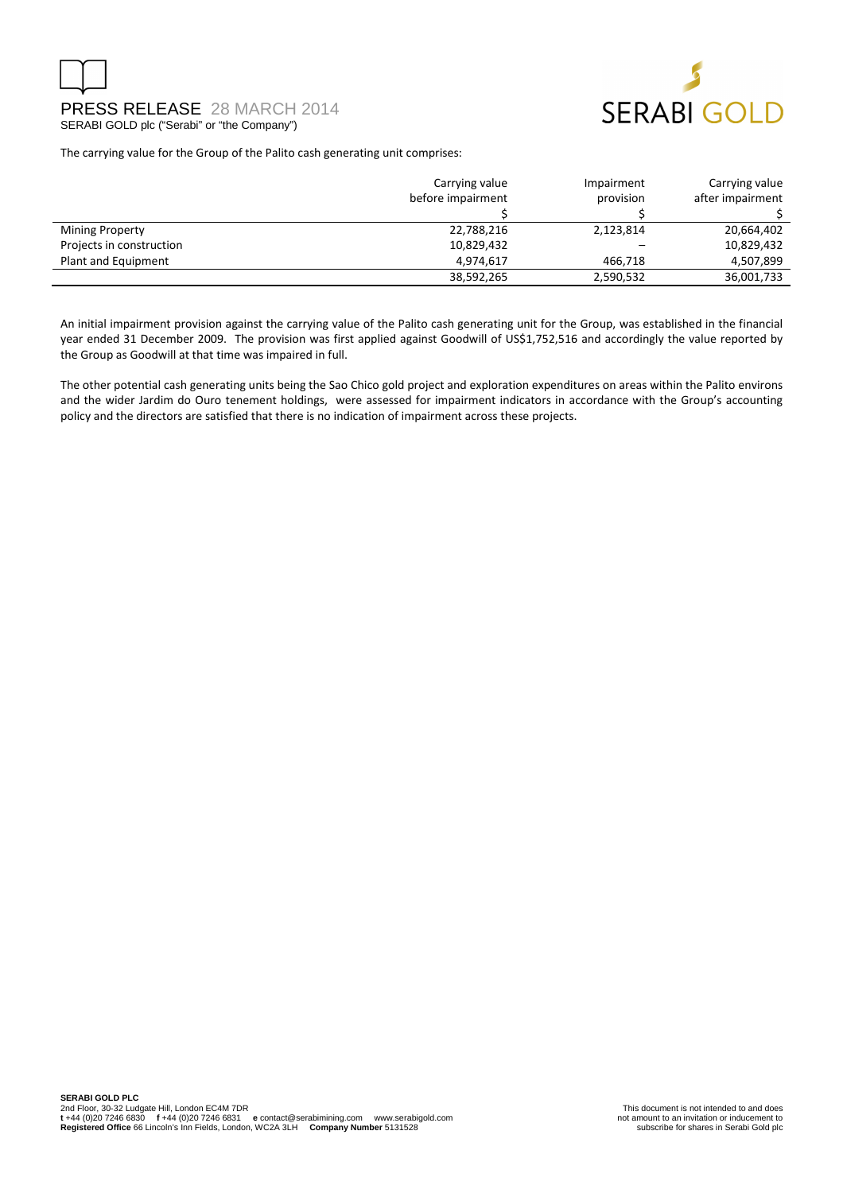The carrying value for the Group of the Palito cash generating unit comprises:

| | Carrying value before impairment | Impairment provision | Carrying value after impairment |
|---|---|---|---|
| | $ | $ | $ |
| Mining Property | 22,788,216 | 2,123,814 | 20,664,402 |
| Projects in construction | 10,829,432 | – | 10,829,432 |
| Plant and Equipment | 4,974,617 | 466,718 | 4,507,899 |
| | 38,592,265 | 2,590,532 | 36,001,733 |

An initial impairment provision against the carrying value of the Palito cash generating unit for the Group, was established in the financial year ended 31 December 2009. The provision was first applied against Goodwill of US$1,752,516 and accordingly the value reported by the Group as Goodwill at that time was impaired in full.

The other potential cash generating units being the Sao Chico gold project and exploration expenditures on areas within the Palito environs and the wider Jardim do Ouro tenement holdings, were assessed for impairment indicators in accordance with the Group's accounting policy and the directors are satisfied that there is no indication of impairment across these projects.